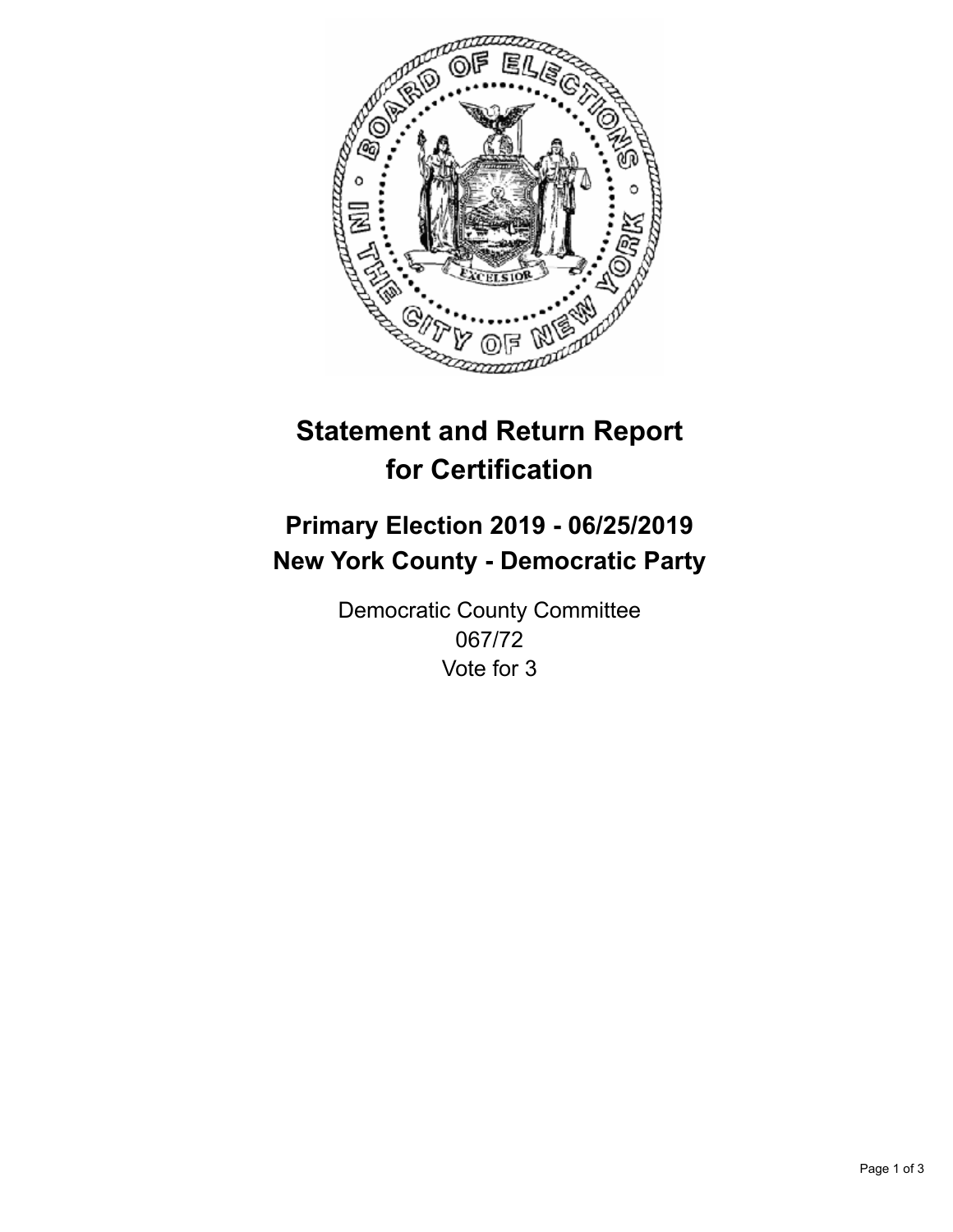# Statement and Return Report for Certification

## Primary Election 2019 - 06/25/2019
## New York County - Democratic Party

Democratic County Committee
067/72
Vote for 3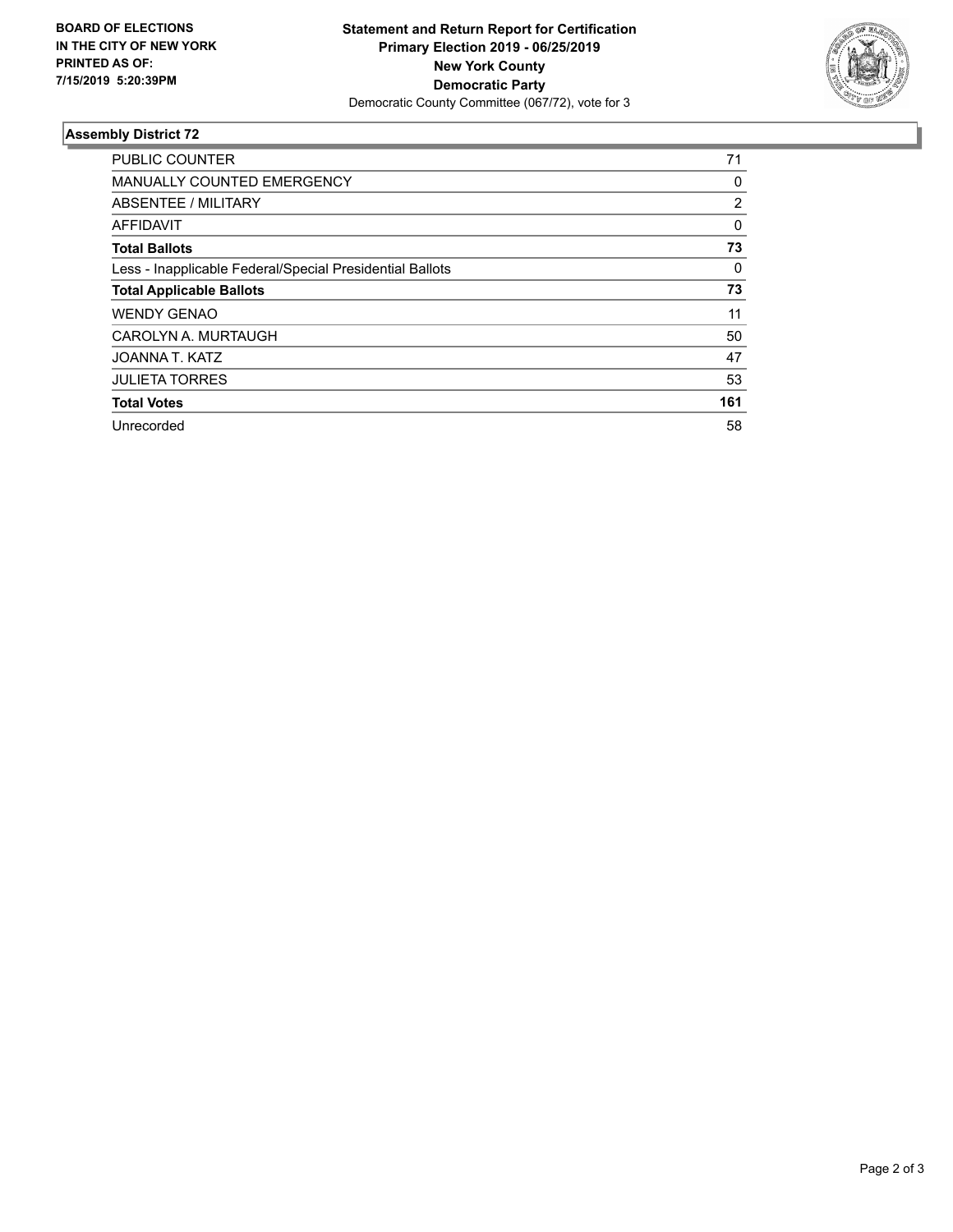**BOARD OF ELECTIONS IN THE CITY OF NEW YORK PRINTED AS OF: 7/15/2019 5:20:39PM**

**Statement and Return Report for Certification**
**Primary Election 2019 - 06/25/2019**
**New York County**
**Democratic Party**
Democratic County Committee (067/72), vote for 3

### Assembly District 72

| | |
|---|---|
| PUBLIC COUNTER | 71 |
| MANUALLY COUNTED EMERGENCY | 0 |
| ABSENTEE / MILITARY | 2 |
| AFFIDAVIT | 0 |
| **Total Ballots** | **73** |
| Less - Inapplicable Federal/Special Presidential Ballots | 0 |
| **Total Applicable Ballots** | **73** |
| WENDY GENAO | 11 |
| CAROLYN A. MURTAUGH | 50 |
| JOANNA T. KATZ | 47 |
| JULIETA TORRES | 53 |
| **Total Votes** | **161** |
| Unrecorded | 58 |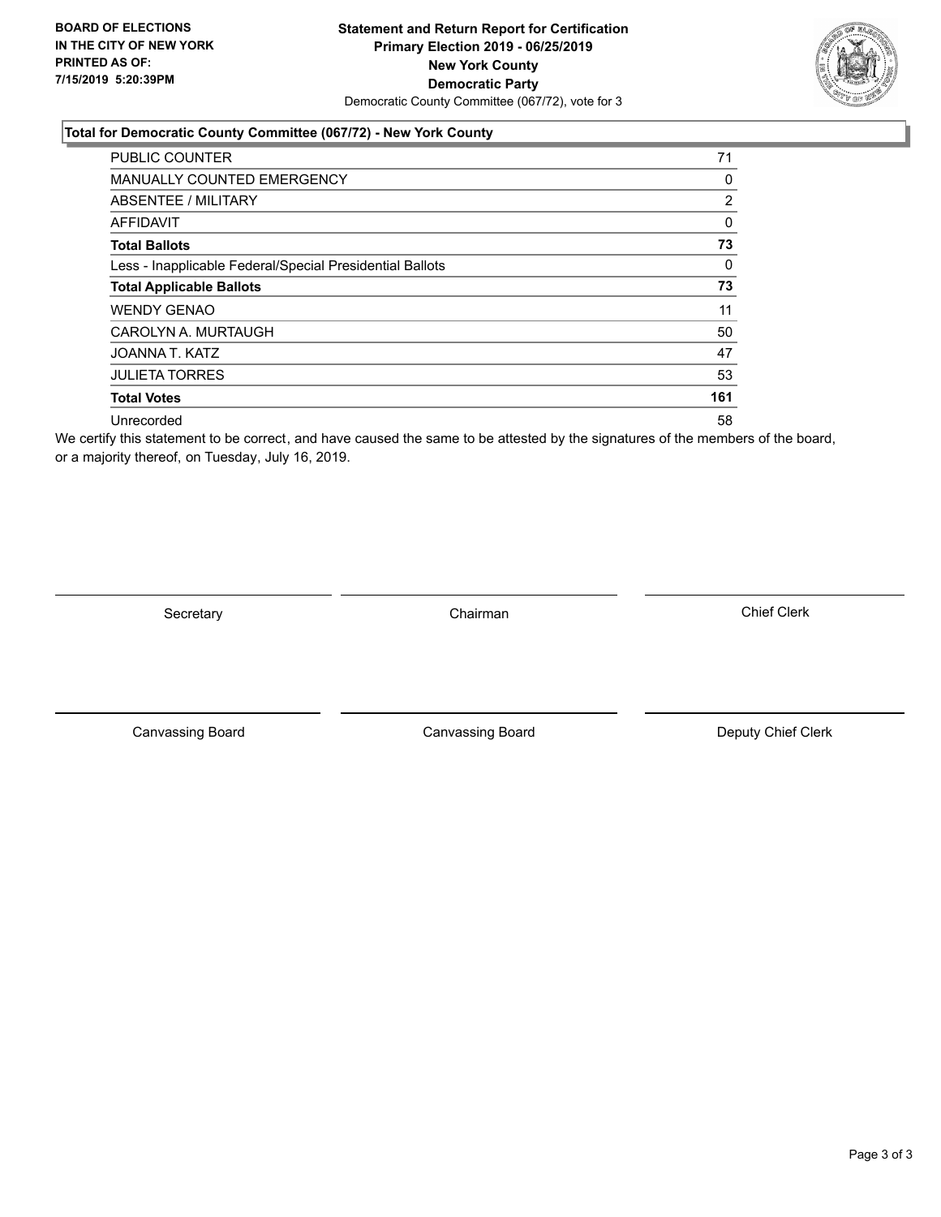**BOARD OF ELECTIONS IN THE CITY OF NEW YORK PRINTED AS OF: 7/15/2019 5:20:39PM**

**Statement and Return Report for Certification Primary Election 2019 - 06/25/2019 New York County Democratic Party**

Democratic County Committee (067/72), vote for 3

### Total for Democratic County Committee (067/72) - New York County

| | |
|---|---|
| PUBLIC COUNTER | 71 |
| MANUALLY COUNTED EMERGENCY | 0 |
| ABSENTEE / MILITARY | 2 |
| AFFIDAVIT | 0 |
| **Total Ballots** | **73** |
| Less - Inapplicable Federal/Special Presidential Ballots | 0 |
| **Total Applicable Ballots** | **73** |
| WENDY GENAO | 11 |
| CAROLYN A. MURTAUGH | 50 |
| JOANNA T. KATZ | 47 |
| JULIETA TORRES | 53 |
| **Total Votes** | **161** |
| Unrecorded | 58 |

We certify this statement to be correct, and have caused the same to be attested by the signatures of the members of the board, or a majority thereof, on Tuesday, July 16, 2019.

Secretary

Chairman

Chief Clerk

Canvassing Board

Canvassing Board

Deputy Chief Clerk